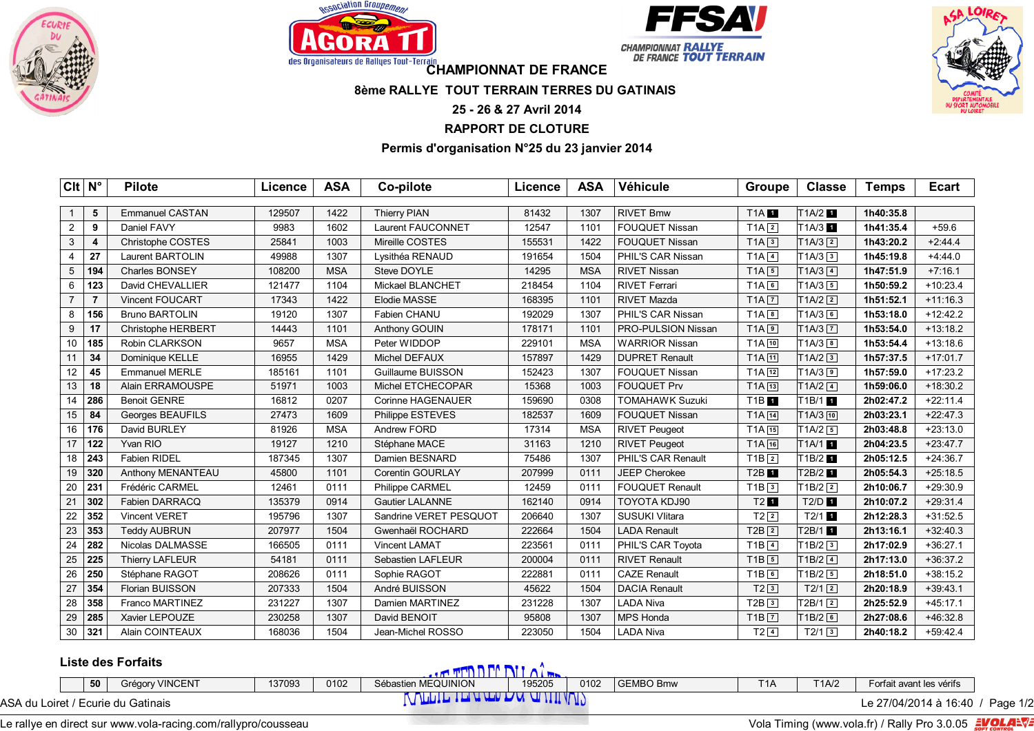# CHAMPIONNAT DE FRANCE

## 8ème RALLYE TOUT TERRAIN TERRES DU GATINAIS

**25 - 26 & 27 Avril 2014**

**RAPPORT DE CLOTURE**

**Permis d'organisation N°25 du 23 janvier 2014**

| Clt | N° | Pilote | Licence | ASA | Co-pilote | Licence | ASA | Véhicule | Groupe | Classe | Temps | Ecart |
|---|---|---|---|---|---|---|---|---|---|---|---|---|
| 1 | 5 | Emmanuel CASTAN | 129507 | 1422 | Thierry PIAN | 81432 | 1307 | RIVET Bmw | T1A 1 | T1A/2 1 | 1h40:35.8 | |
| 2 | 9 | Daniel FAVY | 9983 | 1602 | Laurent FAUCONNET | 12547 | 1101 | FOUQUET Nissan | T1A 2 | T1A/3 1 | 1h41:35.4 | +59.6 |
| 3 | 4 | Christophe COSTES | 25841 | 1003 | Mireille COSTES | 155531 | 1422 | FOUQUET Nissan | T1A 3 | T1A/3 2 | 1h43:20.2 | +2:44.4 |
| 4 | 27 | Laurent BARTOLIN | 49988 | 1307 | Lysithéa RENAUD | 191654 | 1504 | PHIL'S CAR Nissan | T1A 4 | T1A/3 3 | 1h45:19.8 | +4:44.0 |
| 5 | 194 | Charles BONSEY | 108200 | MSA | Steve DOYLE | 14295 | MSA | RIVET Nissan | T1A 5 | T1A/3 4 | 1h47:51.9 | +7:16.1 |
| 6 | 123 | David CHEVALLIER | 121477 | 1104 | Mickael BLANCHET | 218454 | 1104 | RIVET Ferrari | T1A 6 | T1A/3 5 | 1h50:59.2 | +10:23.4 |
| 7 | 7 | Vincent FOUCART | 17343 | 1422 | Elodie MASSE | 168395 | 1101 | RIVET Mazda | T1A 7 | T1A/2 2 | 1h51:52.1 | +11:16.3 |
| 8 | 156 | Bruno BARTOLIN | 19120 | 1307 | Fabien CHANU | 192029 | 1307 | PHIL'S CAR Nissan | T1A 8 | T1A/3 6 | 1h53:18.0 | +12:42.2 |
| 9 | 17 | Christophe HERBERT | 14443 | 1101 | Anthony GOUIN | 178171 | 1101 | PRO-PULSION Nissan | T1A 9 | T1A/3 7 | 1h53:54.0 | +13:18.2 |
| 10 | 185 | Robin CLARKSON | 9657 | MSA | Peter WIDDOP | 229101 | MSA | WARRIOR Nissan | T1A 10 | T1A/3 8 | 1h53:54.4 | +13:18.6 |
| 11 | 34 | Dominique KELLE | 16955 | 1429 | Michel DEFAUX | 157897 | 1429 | DUPRET Renault | T1A 11 | T1A/2 3 | 1h57:37.5 | +17:01.7 |
| 12 | 45 | Emmanuel MERLE | 185161 | 1101 | Guillaume BUISSON | 152423 | 1307 | FOUQUET Nissan | T1A 12 | T1A/3 9 | 1h57:59.0 | +17:23.2 |
| 13 | 18 | Alain ERRAMOUSPE | 51971 | 1003 | Michel ETCHECOPAR | 15368 | 1003 | FOUQUET Prv | T1A 13 | T1A/2 4 | 1h59:06.0 | +18:30.2 |
| 14 | 286 | Benoit GENRE | 16812 | 0207 | Corinne HAGENAUER | 159690 | 0308 | TOMAHAWK Suzuki | T1B 1 | T1B/1 1 | 2h02:47.2 | +22:11.4 |
| 15 | 84 | Georges BEAUFILS | 27473 | 1609 | Philippe ESTEVES | 182537 | 1609 | FOUQUET Nissan | T1A 14 | T1A/3 10 | 2h03:23.1 | +22:47.3 |
| 16 | 176 | David BURLEY | 81926 | MSA | Andrew FORD | 17314 | MSA | RIVET Peugeot | T1A 15 | T1A/2 5 | 2h03:48.8 | +23:13.0 |
| 17 | 122 | Yvan RIO | 19127 | 1210 | Stéphane MACE | 31163 | 1210 | RIVET Peugeot | T1A 16 | T1A/1 1 | 2h04:23.5 | +23:47.7 |
| 18 | 243 | Fabien RIDEL | 187345 | 1307 | Damien BESNARD | 75486 | 1307 | PHIL'S CAR Renault | T1B 2 | T1B/2 1 | 2h05:12.5 | +24:36.7 |
| 19 | 320 | Anthony MENANTEAU | 45800 | 1101 | Corentin GOURLAY | 207999 | 0111 | JEEP Cherokee | T2B 1 | T2B/2 1 | 2h05:54.3 | +25:18.5 |
| 20 | 231 | Frédéric CARMEL | 12461 | 0111 | Philippe CARMEL | 12459 | 0111 | FOUQUET Renault | T1B 3 | T1B/2 2 | 2h10:06.7 | +29:30.9 |
| 21 | 302 | Fabien DARRACQ | 135379 | 0914 | Gautier LALANNE | 162140 | 0914 | TOYOTA KDJ90 | T2 1 | T2/D 1 | 2h10:07.2 | +29:31.4 |
| 22 | 352 | Vincent VERET | 195796 | 1307 | Sandrine VERET PESQUOT | 206640 | 1307 | SUSUKI VIitara | T2 2 | T2/1 1 | 2h12:28.3 | +31:52.5 |
| 23 | 353 | Teddy AUBRUN | 207977 | 1504 | Gwenhaël ROCHARD | 222664 | 1504 | LADA Renault | T2B 2 | T2B/1 1 | 2h13:16.1 | +32:40.3 |
| 24 | 282 | Nicolas DALMASSE | 166505 | 0111 | Vincent LAMAT | 223561 | 0111 | PHIL'S CAR Toyota | T1B 4 | T1B/2 3 | 2h17:02.9 | +36:27.1 |
| 25 | 225 | Thierry LAFLEUR | 54181 | 0111 | Sebastien LAFLEUR | 200004 | 0111 | RIVET Renault | T1B 5 | T1B/2 4 | 2h17:13.0 | +36:37.2 |
| 26 | 250 | Stéphane RAGOT | 208626 | 0111 | Sophie RAGOT | 222881 | 0111 | CAZE Renault | T1B 6 | T1B/2 5 | 2h18:51.0 | +38:15.2 |
| 27 | 354 | Florian BUISSON | 207333 | 1504 | André BUISSON | 45622 | 1504 | DACIA Renault | T2 3 | T2/1 2 | 2h20:18.9 | +39:43.1 |
| 28 | 358 | Franco MARTINEZ | 231227 | 1307 | Damien MARTINEZ | 231228 | 1307 | LADA Niva | T2B 3 | T2B/1 2 | 2h25:52.9 | +45:17.1 |
| 29 | 285 | Xavier LEPOUZE | 230258 | 1307 | David BENOIT | 95808 | 1307 | MPS Honda | T1B 7 | T1B/2 6 | 2h27:08.6 | +46:32.8 |
| 30 | 321 | Alain COINTEAUX | 168036 | 1504 | Jean-Michel ROSSO | 223050 | 1504 | LADA Niva | T2 4 | T2/1 3 | 2h40:18.2 | +59:42.4 |

### Liste des Forfaits

| Clt | N° | Pilote | Licence | ASA | Co-pilote | Licence | ASA | Véhicule | Groupe | Classe | Temps | Ecart |
|---|---|---|---|---|---|---|---|---|---|---|---|---|
| | 50 | Grégory VINCENT | 137093 | 0102 | Sébastien MEQUINION | 195205 | 0102 | GEMBO Bmw | T1A | T1A/2 | Forfait avant les vérifs | |

ASA du Loiret / Ecurie du Gatinais — Le 27/04/2014 à 16:40

Le rallye en direct sur www.vola-racing.com/rallypro/cousseau — Vola Timing (www.vola.fr) / Rally Pro 3.0.05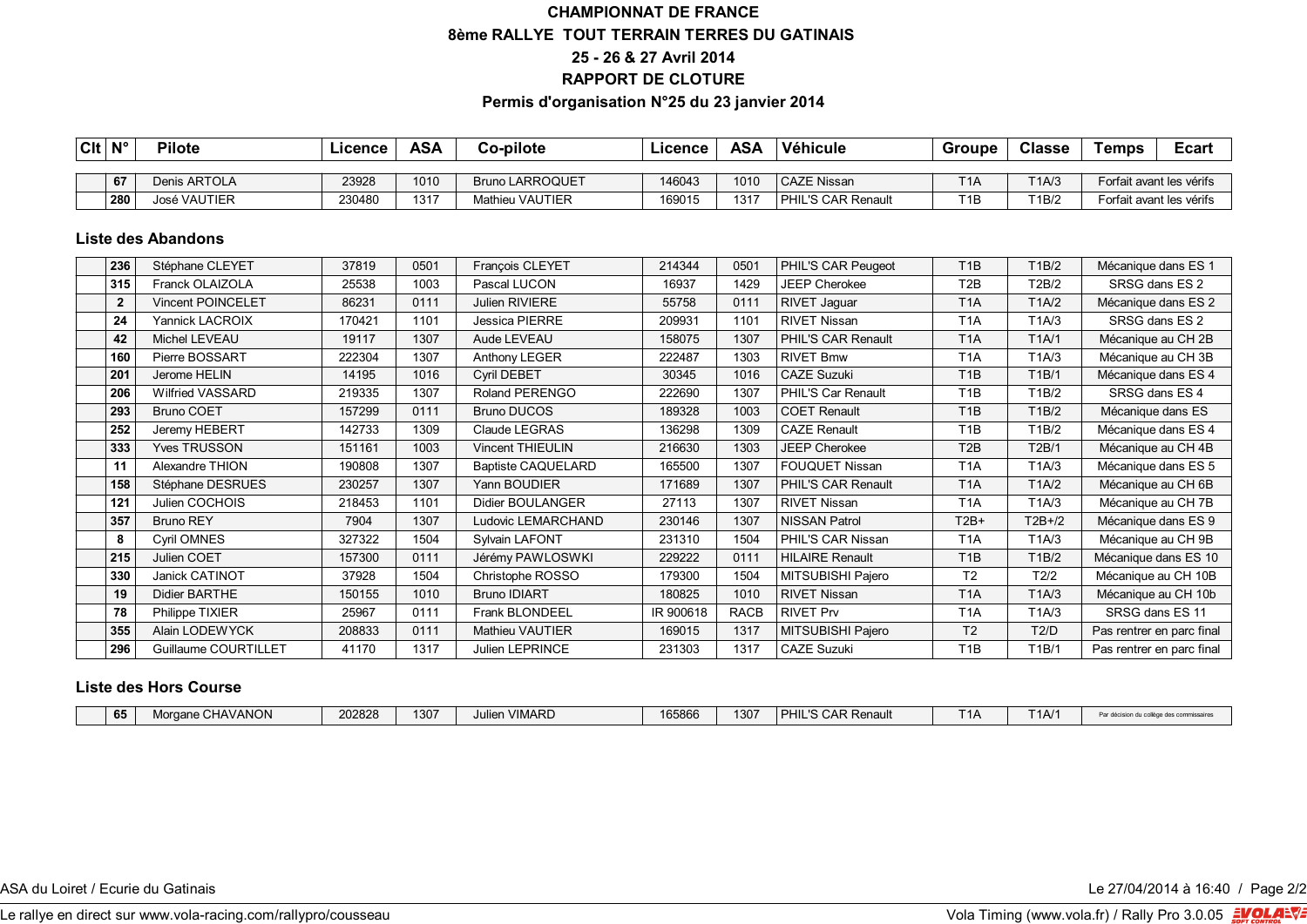# CHAMPIONNAT DE FRANCE

## 8ème RALLYE TOUT TERRAIN TERRES DU GATINAIS

## 25 - 26 & 27 Avril 2014

## RAPPORT DE CLOTURE

## Permis d'organisation N°25 du 23 janvier 2014

| Clt | N° | Pilote | Licence | ASA | Co-pilote | Licence | ASA | Véhicule | Groupe | Classe | Temps | Ecart |
|---|---|---|---|---|---|---|---|---|---|---|---|---|
| | 67 | Denis ARTOLA | 23928 | 1010 | Bruno LARROQUET | 146043 | 1010 | CAZE Nissan | T1A | T1A/3 | Forfait avant les vérifs | |
| | 280 | José VAUTIER | 230480 | 1317 | Mathieu VAUTIER | 169015 | 1317 | PHIL'S CAR Renault | T1B | T1B/2 | Forfait avant les vérifs | |

### Liste des Abandons

| | N° | Pilote | Licence | ASA | Co-pilote | Licence | ASA | Véhicule | Groupe | Classe | Motif |
|---|---|---|---|---|---|---|---|---|---|---|---|
| | 236 | Stéphane CLEYET | 37819 | 0501 | François CLEYET | 214344 | 0501 | PHIL'S CAR Peugeot | T1B | T1B/2 | Mécanique dans ES 1 |
| | 315 | Franck OLAIZOLA | 25538 | 1003 | Pascal LUCON | 16937 | 1429 | JEEP Cherokee | T2B | T2B/2 | SRSG dans ES 2 |
| | 2 | Vincent POINCELET | 86231 | 0111 | Julien RIVIERE | 55758 | 0111 | RIVET Jaguar | T1A | T1A/2 | Mécanique dans ES 2 |
| | 24 | Yannick LACROIX | 170421 | 1101 | Jessica PIERRE | 209931 | 1101 | RIVET Nissan | T1A | T1A/3 | SRSG dans ES 2 |
| | 42 | Michel LEVEAU | 19117 | 1307 | Aude LEVEAU | 158075 | 1307 | PHIL'S CAR Renault | T1A | T1A/1 | Mécanique au CH 2B |
| | 160 | Pierre BOSSART | 222304 | 1307 | Anthony LEGER | 222487 | 1303 | RIVET Bmw | T1A | T1A/3 | Mécanique au CH 3B |
| | 201 | Jerome HELIN | 14195 | 1016 | Cyril DEBET | 30345 | 1016 | CAZE Suzuki | T1B | T1B/1 | Mécanique dans ES 4 |
| | 206 | Wilfried VASSARD | 219335 | 1307 | Roland PERENGO | 222690 | 1307 | PHIL'S Car Renault | T1B | T1B/2 | SRSG dans ES 4 |
| | 293 | Bruno COET | 157299 | 0111 | Bruno DUCOS | 189328 | 1003 | COET Renault | T1B | T1B/2 | Mécanique dans ES |
| | 252 | Jeremy HEBERT | 142733 | 1309 | Claude LEGRAS | 136298 | 1309 | CAZE Renault | T1B | T1B/2 | Mécanique dans ES 4 |
| | 333 | Yves TRUSSON | 151161 | 1003 | Vincent THIEULIN | 216630 | 1303 | JEEP Cherokee | T2B | T2B/1 | Mécanique au CH 4B |
| | 11 | Alexandre THION | 190808 | 1307 | Baptiste CAQUELARD | 165500 | 1307 | FOUQUET Nissan | T1A | T1A/3 | Mécanique dans ES 5 |
| | 158 | Stéphane DESRUES | 230257 | 1307 | Yann BOUDIER | 171689 | 1307 | PHIL'S CAR Renault | T1A | T1A/2 | Mécanique au CH 6B |
| | 121 | Julien COCHOIS | 218453 | 1101 | Didier BOULANGER | 27113 | 1307 | RIVET Nissan | T1A | T1A/3 | Mécanique au CH 7B |
| | 357 | Bruno REY | 7904 | 1307 | Ludovic LEMARCHAND | 230146 | 1307 | NISSAN Patrol | T2B+ | T2B+/2 | Mécanique dans ES 9 |
| | 8 | Cyril OMNES | 327322 | 1504 | Sylvain LAFONT | 231310 | 1504 | PHIL'S CAR Nissan | T1A | T1A/3 | Mécanique au CH 9B |
| | 215 | Julien COET | 157300 | 0111 | Jérémy PAWLOSWKI | 229222 | 0111 | HILAIRE Renault | T1B | T1B/2 | Mécanique dans ES 10 |
| | 330 | Janick CATINOT | 37928 | 1504 | Christophe ROSSO | 179300 | 1504 | MITSUBISHI Pajero | T2 | T2/2 | Mécanique au CH 10B |
| | 19 | Didier BARTHE | 150155 | 1010 | Bruno IDIART | 180825 | 1010 | RIVET Nissan | T1A | T1A/3 | Mécanique au CH 10b |
| | 78 | Philippe TIXIER | 25967 | 0111 | Frank BLONDEEL | IR 900618 | RACB | RIVET Prv | T1A | T1A/3 | SRSG dans ES 11 |
| | 355 | Alain LODEWYCK | 208833 | 0111 | Mathieu VAUTIER | 169015 | 1317 | MITSUBISHI Pajero | T2 | T2/D | Pas rentrer en parc final |
| | 296 | Guillaume COURTILLET | 41170 | 1317 | Julien LEPRINCE | 231303 | 1317 | CAZE Suzuki | T1B | T1B/1 | Pas rentrer en parc final |

### Liste des Hors Course

| | N° | Pilote | Licence | ASA | Co-pilote | Licence | ASA | Véhicule | Groupe | Classe | Motif |
|---|---|---|---|---|---|---|---|---|---|---|---|
| | 65 | Morgane CHAVANON | 202828 | 1307 | Julien VIMARD | 165866 | 1307 | PHIL'S CAR Renault | T1A | T1A/1 | Par décision du collège des commissaires |

ASA du Loiret / Ecurie du Gatinais — Le 27/04/2014 à 16:40

Le rallye en direct sur www.vola-racing.com/rallypro/cousseau — Vola Timing (www.vola.fr) / Rally Pro 3.0.05